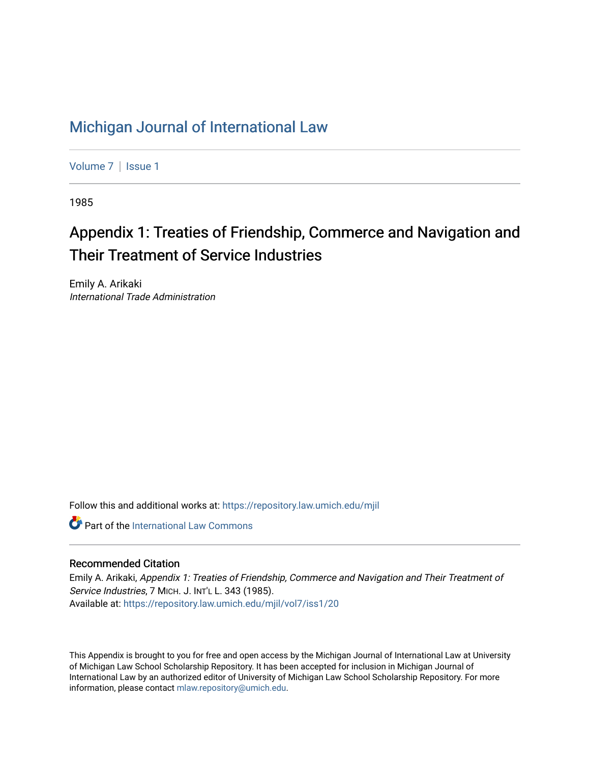# Michigan Journal of International Law

Volume 7 | Issue 1

1985

## Appendix 1: Treaties of Friendship, Commerce and Navigation and Their Treatment of Service Industries

Emily A. Arikaki
*International Trade Administration*

Follow this and additional works at: https://repository.law.umich.edu/mjil

Part of the International Law Commons

### Recommended Citation

Emily A. Arikaki, *Appendix 1: Treaties of Friendship, Commerce and Navigation and Their Treatment of Service Industries*, 7 MICH. J. INT'L L. 343 (1985).
Available at: https://repository.law.umich.edu/mjil/vol7/iss1/20

This Appendix is brought to you for free and open access by the Michigan Journal of International Law at University of Michigan Law School Scholarship Repository. It has been accepted for inclusion in Michigan Journal of International Law by an authorized editor of University of Michigan Law School Scholarship Repository. For more information, please contact mlaw.repository@umich.edu.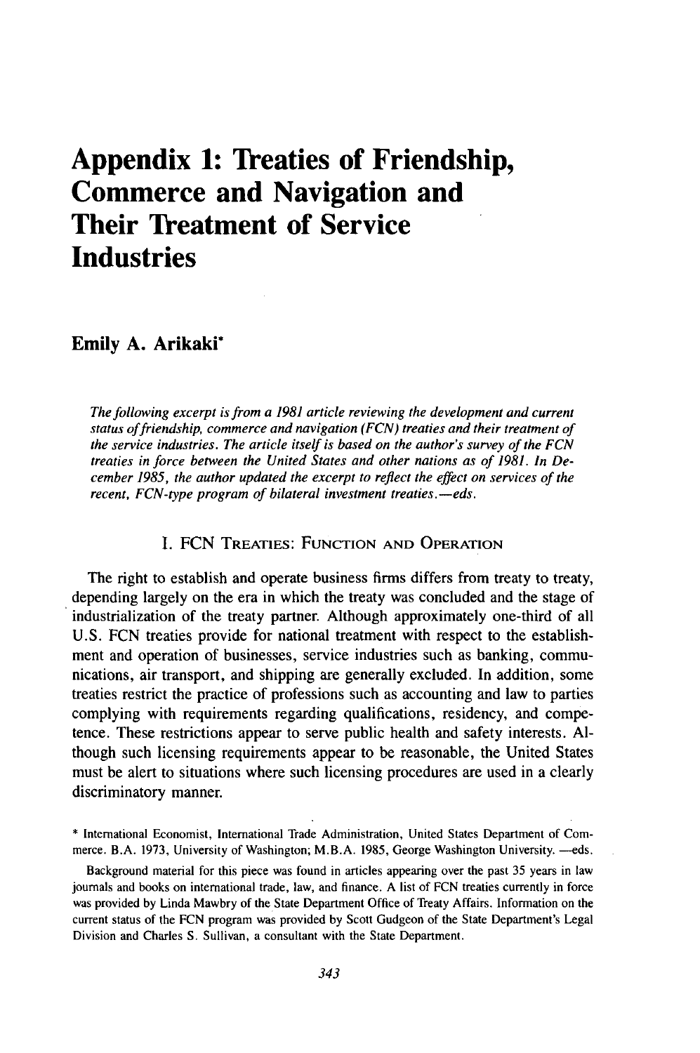# Appendix 1: Treaties of Friendship, Commerce and Navigation and Their Treatment of Service Industries

## Emily A. Arikaki*

*The following excerpt is from a 1981 article reviewing the development and current status of friendship, commerce and navigation (FCN) treaties and their treatment of the service industries. The article itself is based on the author's survey of the FCN treaties in force between the United States and other nations as of 1981. In December 1985, the author updated the excerpt to reflect the effect on services of the recent, FCN-type program of bilateral investment treaties.—eds.*

### I. FCN Treaties: Function and Operation

The right to establish and operate business firms differs from treaty to treaty, depending largely on the era in which the treaty was concluded and the stage of industrialization of the treaty partner. Although approximately one-third of all U.S. FCN treaties provide for national treatment with respect to the establishment and operation of businesses, service industries such as banking, communications, air transport, and shipping are generally excluded. In addition, some treaties restrict the practice of professions such as accounting and law to parties complying with requirements regarding qualifications, residency, and competence. These restrictions appear to serve public health and safety interests. Although such licensing requirements appear to be reasonable, the United States must be alert to situations where such licensing procedures are used in a clearly discriminatory manner.

\* International Economist, International Trade Administration, United States Department of Commerce. B.A. 1973, University of Washington; M.B.A. 1985, George Washington University. —eds.

Background material for this piece was found in articles appearing over the past 35 years in law journals and books on international trade, law, and finance. A list of FCN treaties currently in force was provided by Linda Mawbry of the State Department Office of Treaty Affairs. Information on the current status of the FCN program was provided by Scott Gudgeon of the State Department's Legal Division and Charles S. Sullivan, a consultant with the State Department.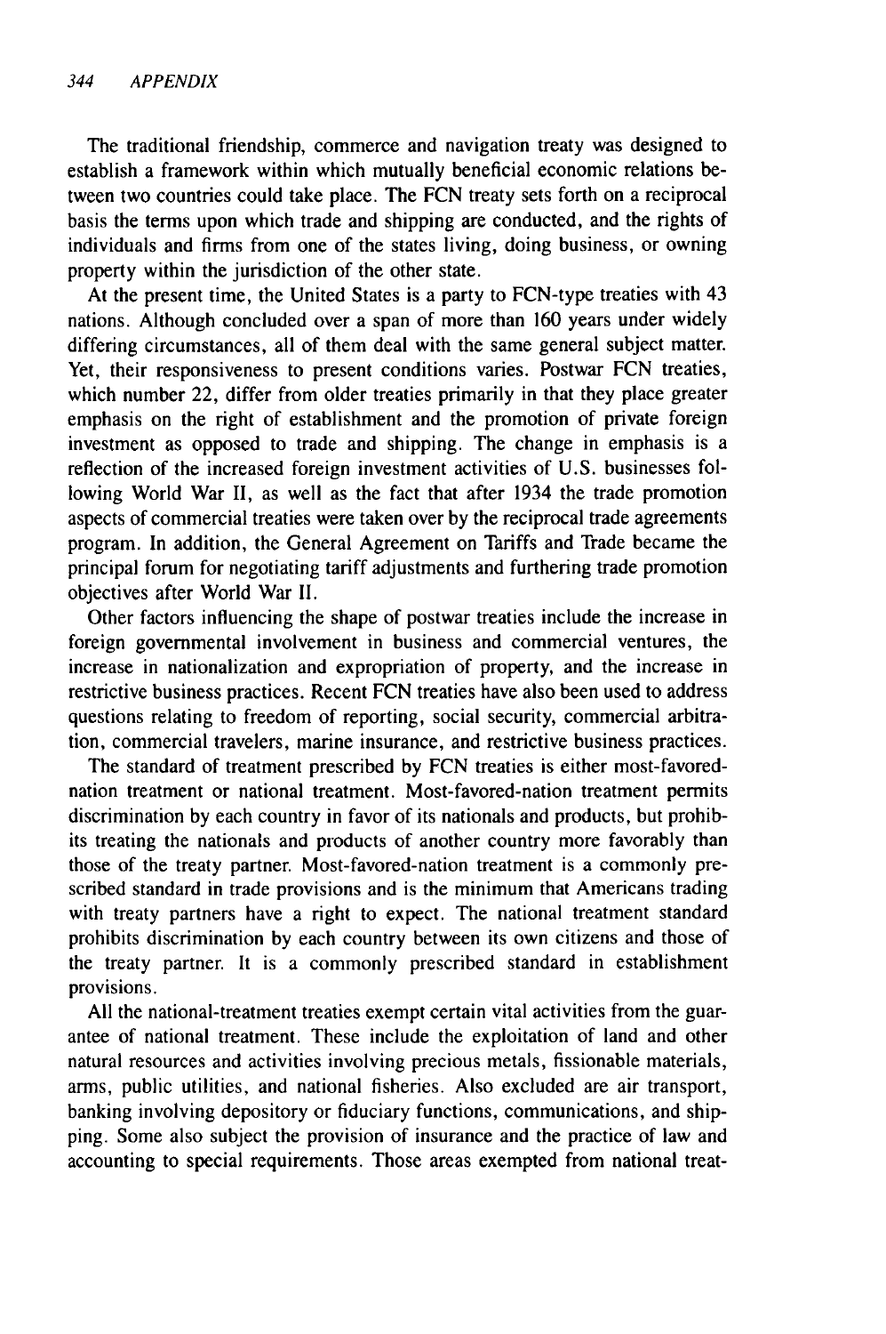The traditional friendship, commerce and navigation treaty was designed to establish a framework within which mutually beneficial economic relations between two countries could take place. The FCN treaty sets forth on a reciprocal basis the terms upon which trade and shipping are conducted, and the rights of individuals and firms from one of the states living, doing business, or owning property within the jurisdiction of the other state.

At the present time, the United States is a party to FCN-type treaties with 43 nations. Although concluded over a span of more than 160 years under widely differing circumstances, all of them deal with the same general subject matter. Yet, their responsiveness to present conditions varies. Postwar FCN treaties, which number 22, differ from older treaties primarily in that they place greater emphasis on the right of establishment and the promotion of private foreign investment as opposed to trade and shipping. The change in emphasis is a reflection of the increased foreign investment activities of U.S. businesses following World War II, as well as the fact that after 1934 the trade promotion aspects of commercial treaties were taken over by the reciprocal trade agreements program. In addition, the General Agreement on Tariffs and Trade became the principal forum for negotiating tariff adjustments and furthering trade promotion objectives after World War II.

Other factors influencing the shape of postwar treaties include the increase in foreign governmental involvement in business and commercial ventures, the increase in nationalization and expropriation of property, and the increase in restrictive business practices. Recent FCN treaties have also been used to address questions relating to freedom of reporting, social security, commercial arbitration, commercial travelers, marine insurance, and restrictive business practices.

The standard of treatment prescribed by FCN treaties is either most-favored-nation treatment or national treatment. Most-favored-nation treatment permits discrimination by each country in favor of its nationals and products, but prohibits treating the nationals and products of another country more favorably than those of the treaty partner. Most-favored-nation treatment is a commonly prescribed standard in trade provisions and is the minimum that Americans trading with treaty partners have a right to expect. The national treatment standard prohibits discrimination by each country between its own citizens and those of the treaty partner. It is a commonly prescribed standard in establishment provisions.

All the national-treatment treaties exempt certain vital activities from the guarantee of national treatment. These include the exploitation of land and other natural resources and activities involving precious metals, fissionable materials, arms, public utilities, and national fisheries. Also excluded are air transport, banking involving depository or fiduciary functions, communications, and shipping. Some also subject the provision of insurance and the practice of law and accounting to special requirements. Those areas exempted from national treat-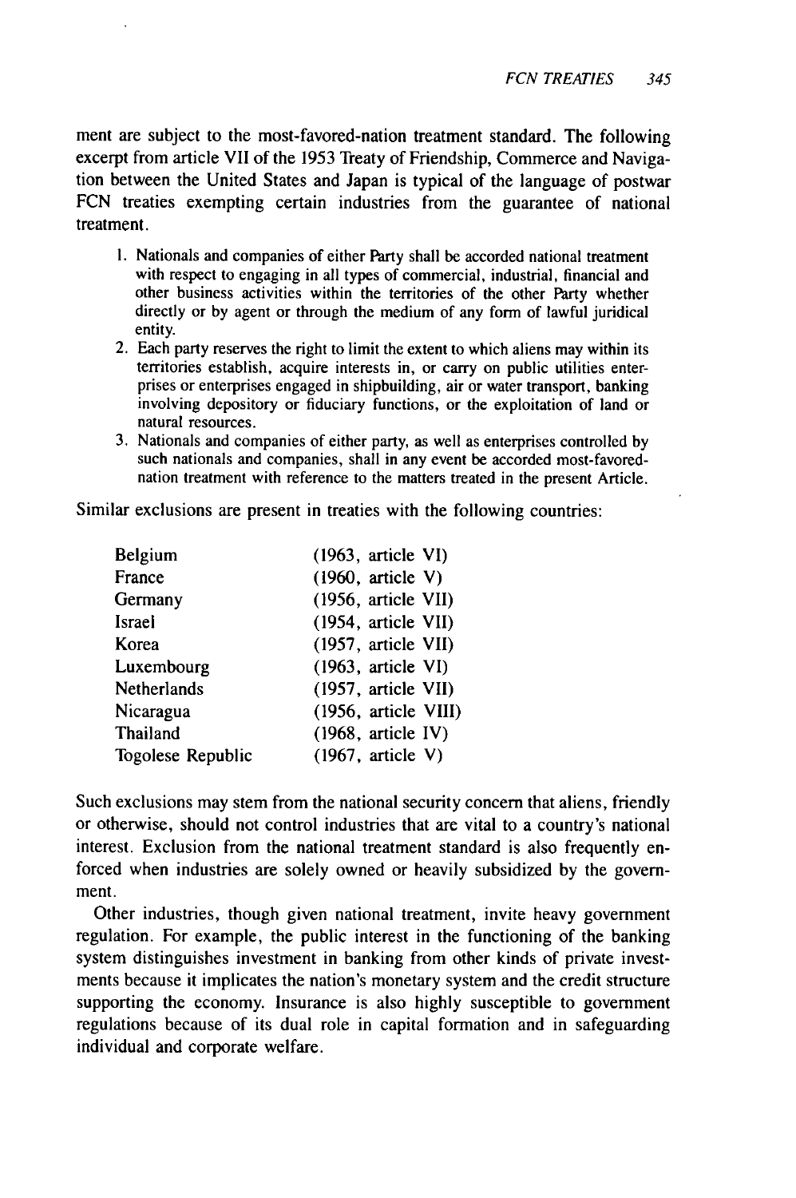ment are subject to the most-favored-nation treatment standard. The following excerpt from article VII of the 1953 Treaty of Friendship, Commerce and Navigation between the United States and Japan is typical of the language of postwar FCN treaties exempting certain industries from the guarantee of national treatment.

> 1. Nationals and companies of either Party shall be accorded national treatment with respect to engaging in all types of commercial, industrial, financial and other business activities within the territories of the other Party whether directly or by agent or through the medium of any form of lawful juridical entity.
> 2. Each party reserves the right to limit the extent to which aliens may within its territories establish, acquire interests in, or carry on public utilities enterprises or enterprises engaged in shipbuilding, air or water transport, banking involving depository or fiduciary functions, or the exploitation of land or natural resources.
> 3. Nationals and companies of either party, as well as enterprises controlled by such nationals and companies, shall in any event be accorded most-favored-nation treatment with reference to the matters treated in the present Article.

Similar exclusions are present in treaties with the following countries:

| | |
|---|---|
| Belgium | (1963, article VI) |
| France | (1960, article V) |
| Germany | (1956, article VII) |
| Israel | (1954, article VII) |
| Korea | (1957, article VII) |
| Luxembourg | (1963, article VI) |
| Netherlands | (1957, article VII) |
| Nicaragua | (1956, article VIII) |
| Thailand | (1968, article IV) |
| Togolese Republic | (1967, article V) |

Such exclusions may stem from the national security concern that aliens, friendly or otherwise, should not control industries that are vital to a country's national interest. Exclusion from the national treatment standard is also frequently enforced when industries are solely owned or heavily subsidized by the government.

Other industries, though given national treatment, invite heavy government regulation. For example, the public interest in the functioning of the banking system distinguishes investment in banking from other kinds of private investments because it implicates the nation's monetary system and the credit structure supporting the economy. Insurance is also highly susceptible to government regulations because of its dual role in capital formation and in safeguarding individual and corporate welfare.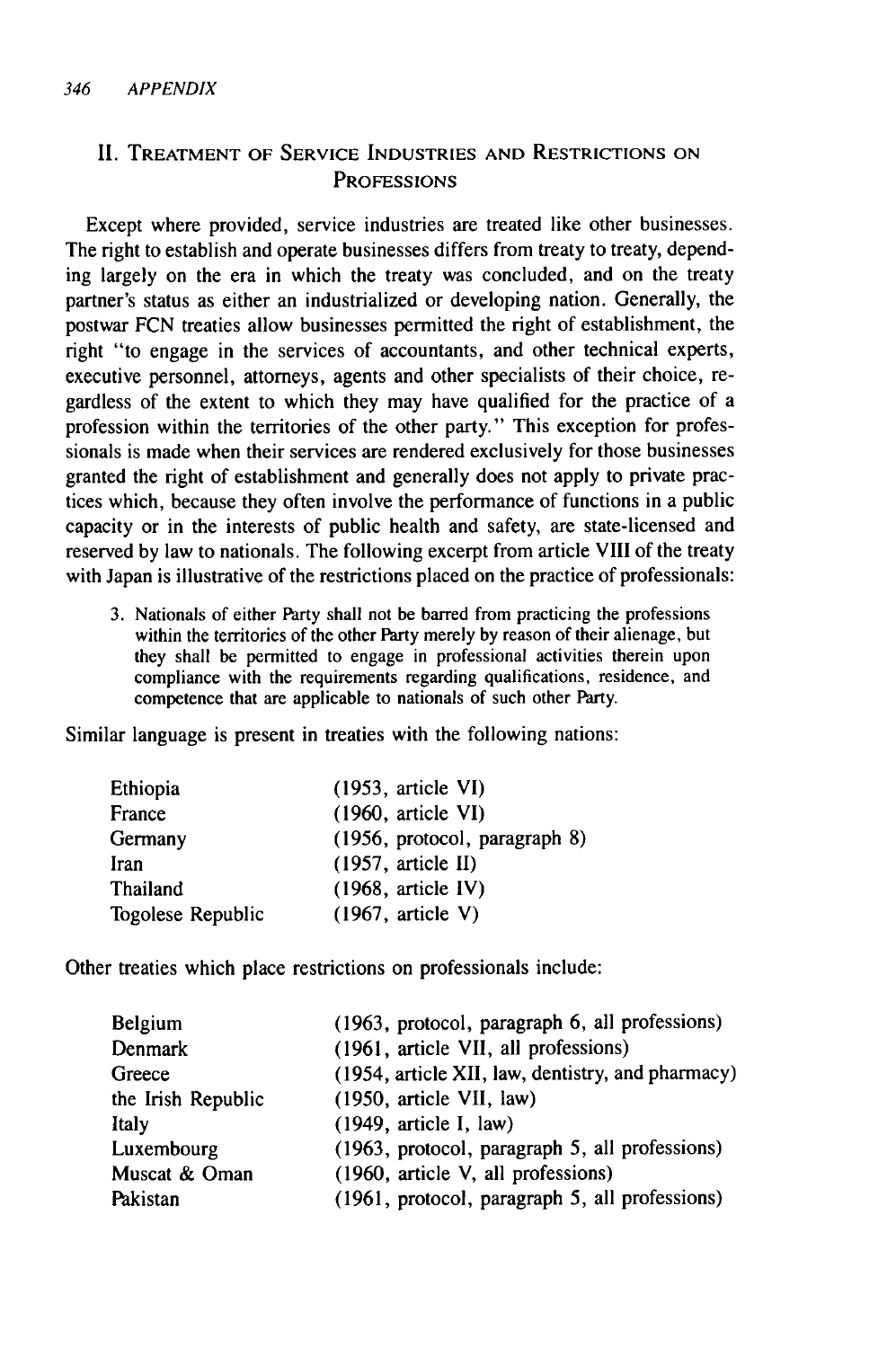## II. Treatment of Service Industries and Restrictions on Professions

Except where provided, service industries are treated like other businesses. The right to establish and operate businesses differs from treaty to treaty, depending largely on the era in which the treaty was concluded, and on the treaty partner's status as either an industrialized or developing nation. Generally, the postwar FCN treaties allow businesses permitted the right of establishment, the right "to engage in the services of accountants, and other technical experts, executive personnel, attorneys, agents and other specialists of their choice, regardless of the extent to which they may have qualified for the practice of a profession within the territories of the other party." This exception for professionals is made when their services are rendered exclusively for those businesses granted the right of establishment and generally does not apply to private practices which, because they often involve the performance of functions in a public capacity or in the interests of public health and safety, are state-licensed and reserved by law to nationals. The following excerpt from article VIII of the treaty with Japan is illustrative of the restrictions placed on the practice of professionals:

> 3. Nationals of either Party shall not be barred from practicing the professions within the territories of the other Party merely by reason of their alienage, but they shall be permitted to engage in professional activities therein upon compliance with the requirements regarding qualifications, residence, and competence that are applicable to nationals of such other Party.

Similar language is present in treaties with the following nations:

| | |
|---|---|
| Ethiopia | (1953, article VI) |
| France | (1960, article VI) |
| Germany | (1956, protocol, paragraph 8) |
| Iran | (1957, article II) |
| Thailand | (1968, article IV) |
| Togolese Republic | (1967, article V) |

Other treaties which place restrictions on professionals include:

| | |
|---|---|
| Belgium | (1963, protocol, paragraph 6, all professions) |
| Denmark | (1961, article VII, all professions) |
| Greece | (1954, article XII, law, dentistry, and pharmacy) |
| the Irish Republic | (1950, article VII, law) |
| Italy | (1949, article I, law) |
| Luxembourg | (1963, protocol, paragraph 5, all professions) |
| Muscat & Oman | (1960, article V, all professions) |
| Pakistan | (1961, protocol, paragraph 5, all professions) |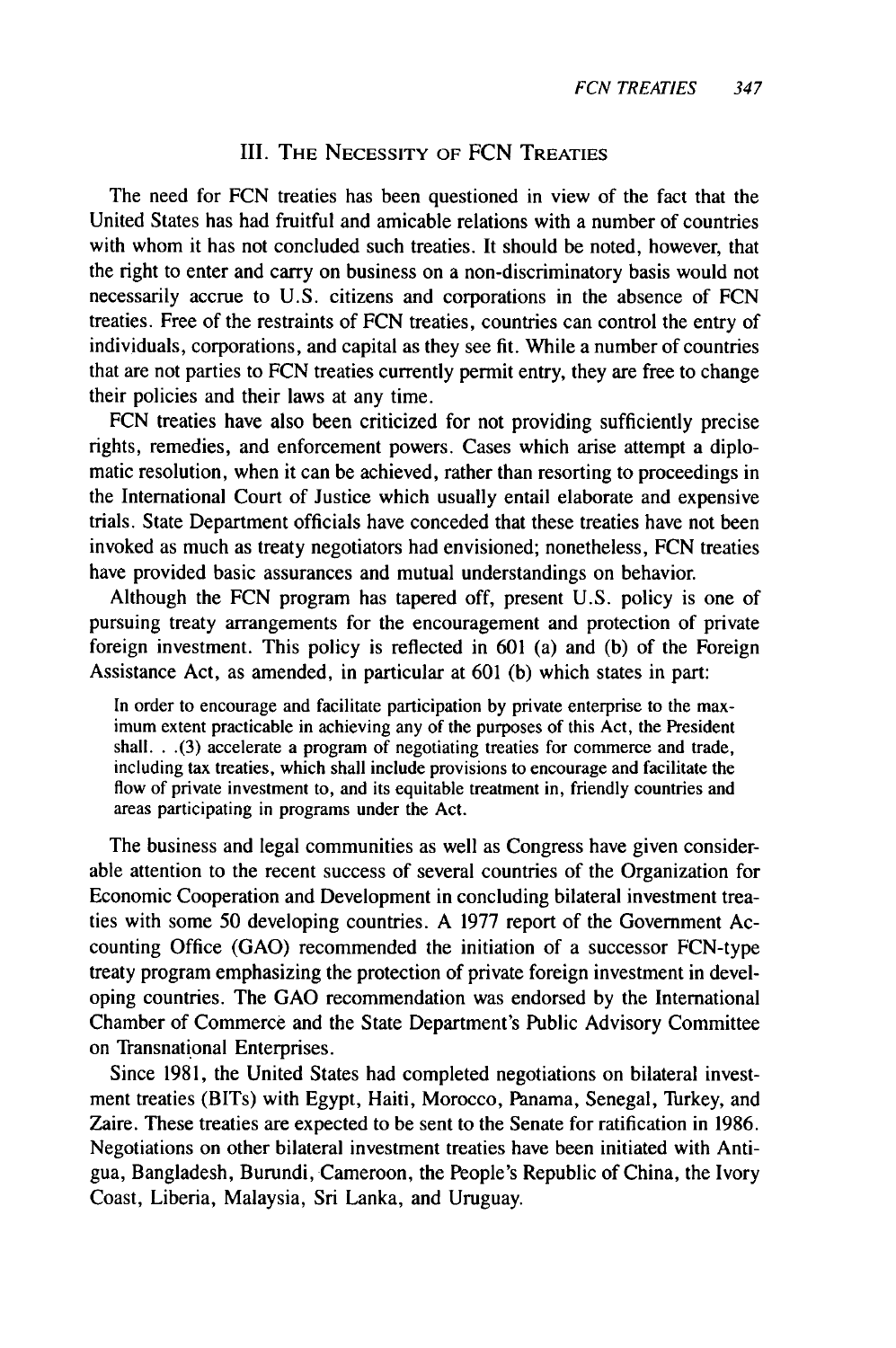## III. THE NECESSITY OF FCN TREATIES

The need for FCN treaties has been questioned in view of the fact that the United States has had fruitful and amicable relations with a number of countries with whom it has not concluded such treaties. It should be noted, however, that the right to enter and carry on business on a non-discriminatory basis would not necessarily accrue to U.S. citizens and corporations in the absence of FCN treaties. Free of the restraints of FCN treaties, countries can control the entry of individuals, corporations, and capital as they see fit. While a number of countries that are not parties to FCN treaties currently permit entry, they are free to change their policies and their laws at any time.

FCN treaties have also been criticized for not providing sufficiently precise rights, remedies, and enforcement powers. Cases which arise attempt a diplomatic resolution, when it can be achieved, rather than resorting to proceedings in the International Court of Justice which usually entail elaborate and expensive trials. State Department officials have conceded that these treaties have not been invoked as much as treaty negotiators had envisioned; nonetheless, FCN treaties have provided basic assurances and mutual understandings on behavior.

Although the FCN program has tapered off, present U.S. policy is one of pursuing treaty arrangements for the encouragement and protection of private foreign investment. This policy is reflected in 601 (a) and (b) of the Foreign Assistance Act, as amended, in particular at 601 (b) which states in part:

> In order to encourage and facilitate participation by private enterprise to the maximum extent practicable in achieving any of the purposes of this Act, the President shall. . .(3) accelerate a program of negotiating treaties for commerce and trade, including tax treaties, which shall include provisions to encourage and facilitate the flow of private investment to, and its equitable treatment in, friendly countries and areas participating in programs under the Act.

The business and legal communities as well as Congress have given considerable attention to the recent success of several countries of the Organization for Economic Cooperation and Development in concluding bilateral investment treaties with some 50 developing countries. A 1977 report of the Government Accounting Office (GAO) recommended the initiation of a successor FCN-type treaty program emphasizing the protection of private foreign investment in developing countries. The GAO recommendation was endorsed by the International Chamber of Commerce and the State Department's Public Advisory Committee on Transnational Enterprises.

Since 1981, the United States had completed negotiations on bilateral investment treaties (BITs) with Egypt, Haiti, Morocco, Panama, Senegal, Turkey, and Zaire. These treaties are expected to be sent to the Senate for ratification in 1986. Negotiations on other bilateral investment treaties have been initiated with Antigua, Bangladesh, Burundi, Cameroon, the People's Republic of China, the Ivory Coast, Liberia, Malaysia, Sri Lanka, and Uruguay.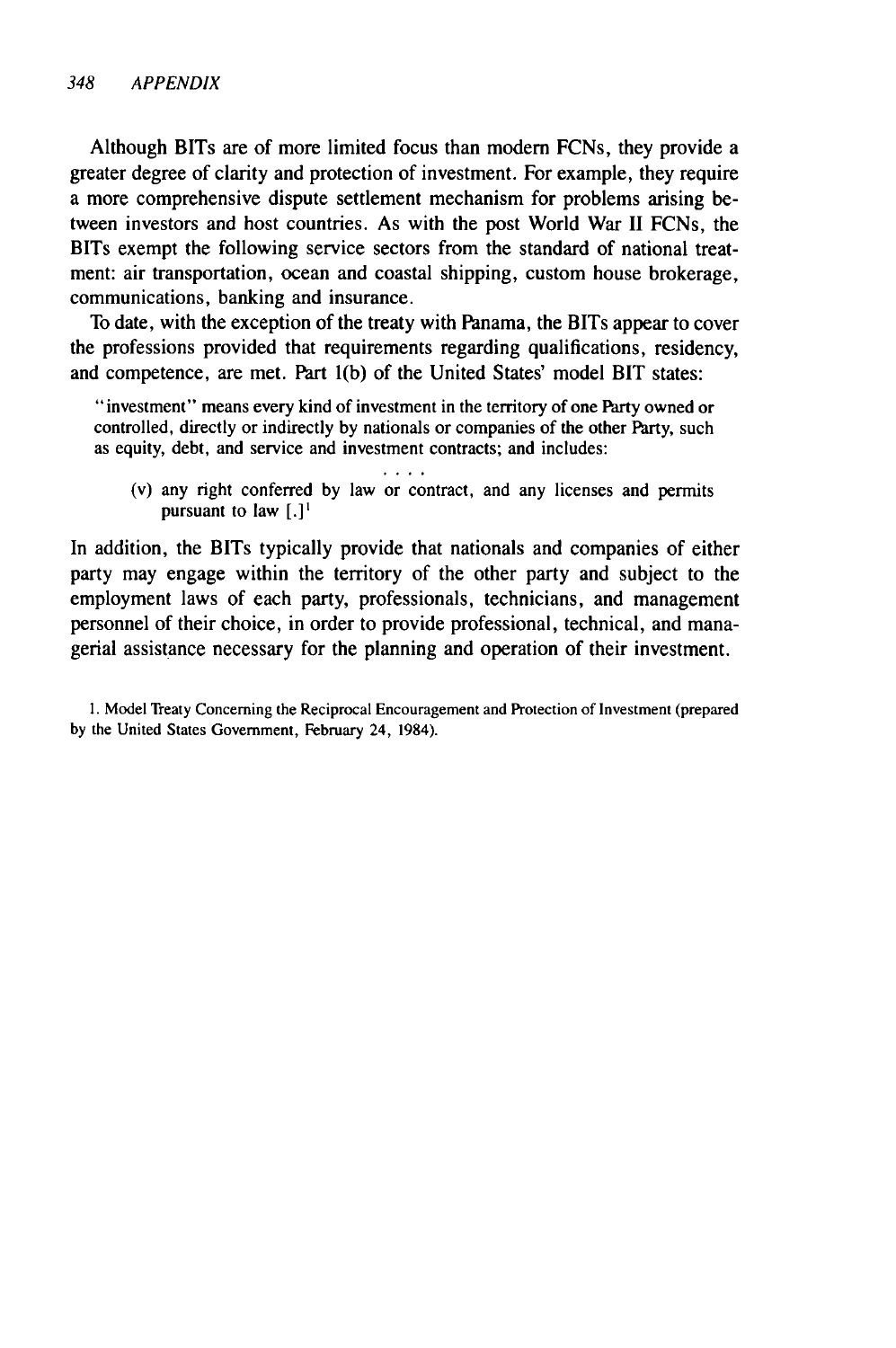Although BITs are of more limited focus than modern FCNs, they provide a greater degree of clarity and protection of investment. For example, they require a more comprehensive dispute settlement mechanism for problems arising between investors and host countries. As with the post World War II FCNs, the BITs exempt the following service sectors from the standard of national treatment: air transportation, ocean and coastal shipping, custom house brokerage, communications, banking and insurance.

To date, with the exception of the treaty with Panama, the BITs appear to cover the professions provided that requirements regarding qualifications, residency, and competence, are met. Part 1(b) of the United States' model BIT states:

> "investment" means every kind of investment in the territory of one Party owned or controlled, directly or indirectly by nationals or companies of the other Party, such as equity, debt, and service and investment contracts; and includes:
>
> . . . .
>
> (v) any right conferred by law or contract, and any licenses and permits pursuant to law [.][1]

In addition, the BITs typically provide that nationals and companies of either party may engage within the territory of the other party and subject to the employment laws of each party, professionals, technicians, and management personnel of their choice, in order to provide professional, technical, and managerial assistance necessary for the planning and operation of their investment.

1. Model Treaty Concerning the Reciprocal Encouragement and Protection of Investment (prepared by the United States Government, February 24, 1984).